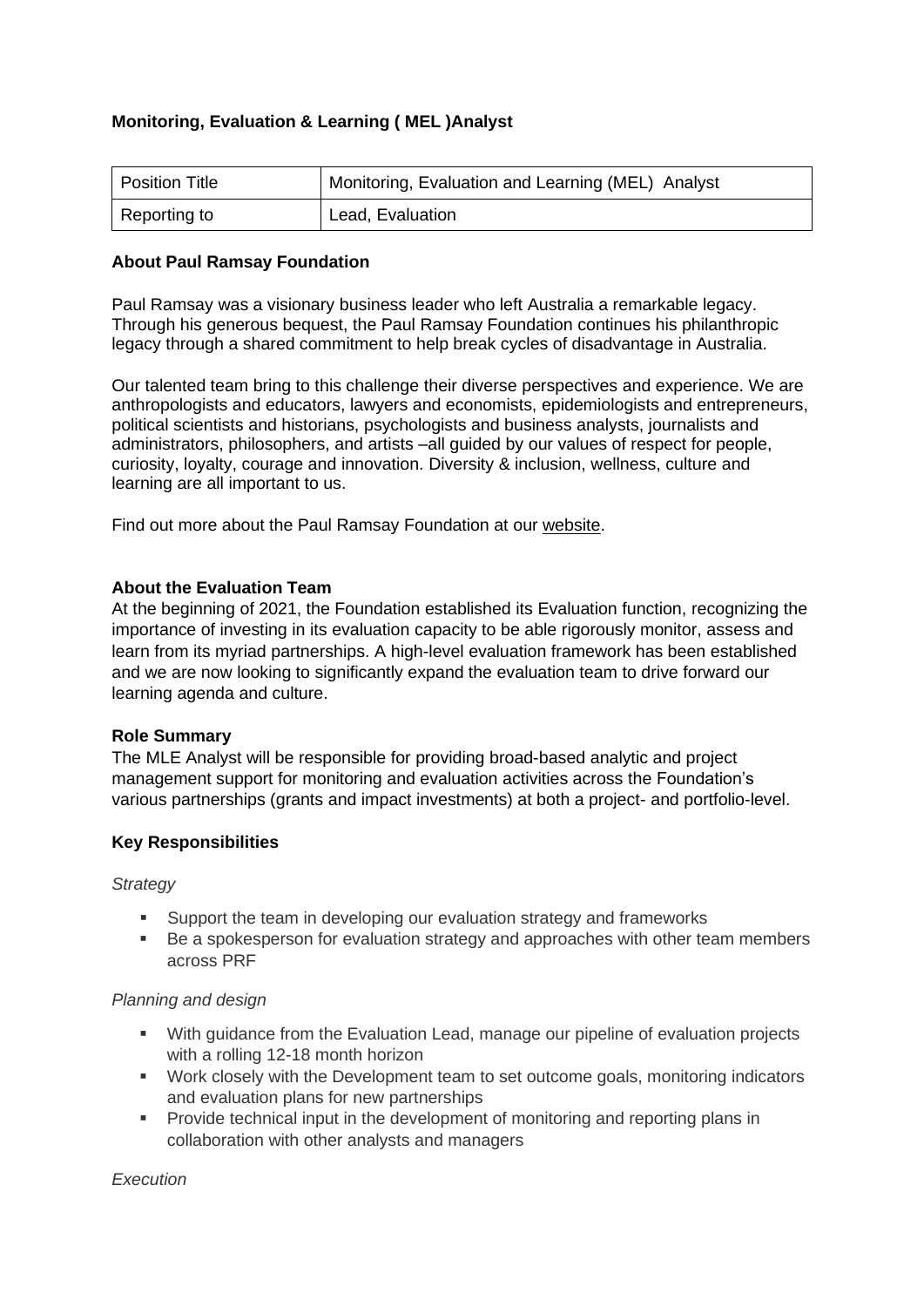**Monitoring, Evaluation & Learning ( MEL )Analyst**

| Position Title | Monitoring, Evaluation and Learning (MEL) Analyst |
|---|---|
| Reporting to | Lead, Evaluation |

**About Paul Ramsay Foundation**

Paul Ramsay was a visionary business leader who left Australia a remarkable legacy. Through his generous bequest, the Paul Ramsay Foundation continues his philanthropic legacy through a shared commitment to help break cycles of disadvantage in Australia.

Our talented team bring to this challenge their diverse perspectives and experience. We are anthropologists and educators, lawyers and economists, epidemiologists and entrepreneurs, political scientists and historians, psychologists and business analysts, journalists and administrators, philosophers, and artists –all guided by our values of respect for people, curiosity, loyalty, courage and innovation. Diversity & inclusion, wellness, culture and learning are all important to us.

Find out more about the Paul Ramsay Foundation at our website.

**About the Evaluation Team**

At the beginning of 2021, the Foundation established its Evaluation function, recognizing the importance of investing in its evaluation capacity to be able rigorously monitor, assess and learn from its myriad partnerships. A high-level evaluation framework has been established and we are now looking to significantly expand the evaluation team to drive forward our learning agenda and culture.

**Role Summary**

The MLE Analyst will be responsible for providing broad-based analytic and project management support for monitoring and evaluation activities across the Foundation's various partnerships (grants and impact investments) at both a project- and portfolio-level.

**Key Responsibilities**

*Strategy*

- Support the team in developing our evaluation strategy and frameworks
- Be a spokesperson for evaluation strategy and approaches with other team members across PRF

*Planning and design*

- With guidance from the Evaluation Lead, manage our pipeline of evaluation projects with a rolling 12-18 month horizon
- Work closely with the Development team to set outcome goals, monitoring indicators and evaluation plans for new partnerships
- Provide technical input in the development of monitoring and reporting plans in collaboration with other analysts and managers

*Execution*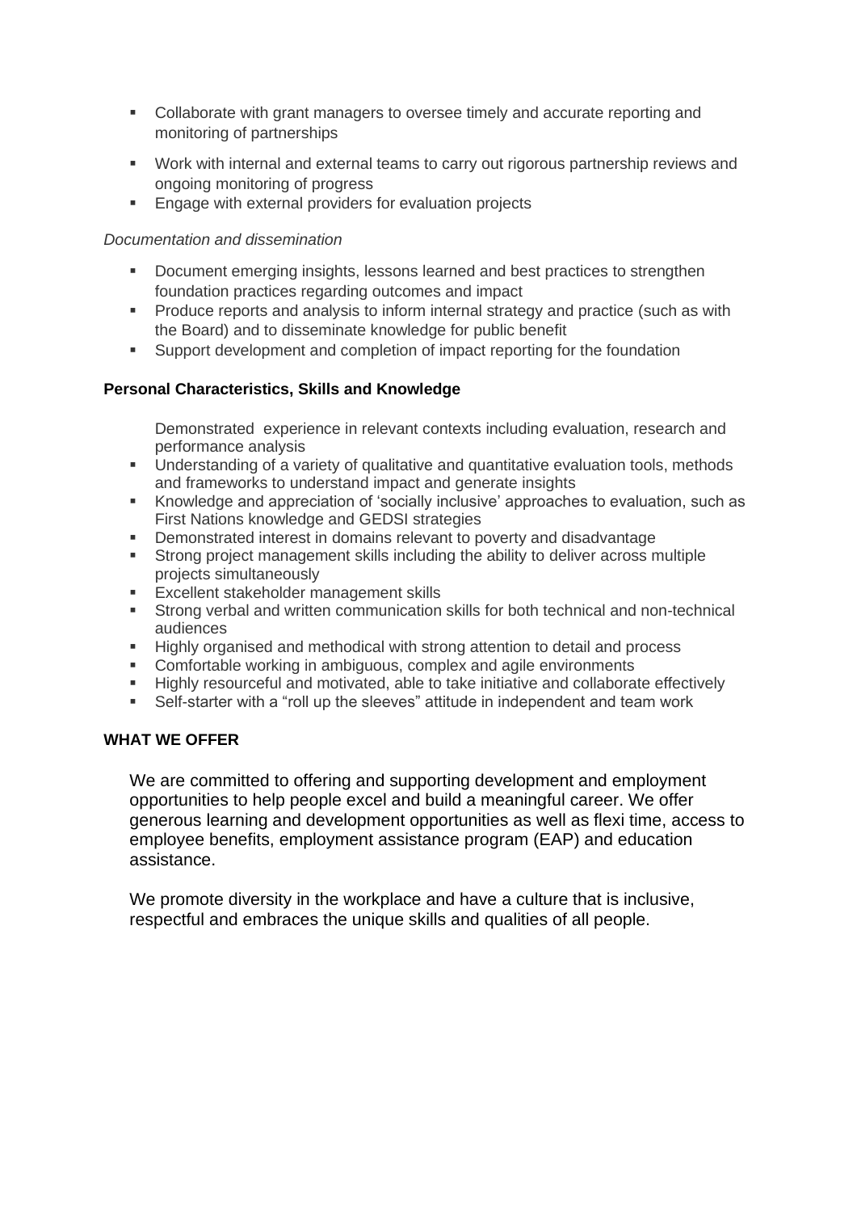- Collaborate with grant managers to oversee timely and accurate reporting and monitoring of partnerships
- Work with internal and external teams to carry out rigorous partnership reviews and ongoing monitoring of progress
- Engage with external providers for evaluation projects

*Documentation and dissemination*

- Document emerging insights, lessons learned and best practices to strengthen foundation practices regarding outcomes and impact
- Produce reports and analysis to inform internal strategy and practice (such as with the Board) and to disseminate knowledge for public benefit
- Support development and completion of impact reporting for the foundation

**Personal Characteristics, Skills and Knowledge**

- Demonstrated experience in relevant contexts including evaluation, research and performance analysis
- Understanding of a variety of qualitative and quantitative evaluation tools, methods and frameworks to understand impact and generate insights
- Knowledge and appreciation of 'socially inclusive' approaches to evaluation, such as First Nations knowledge and GEDSI strategies
- Demonstrated interest in domains relevant to poverty and disadvantage
- Strong project management skills including the ability to deliver across multiple projects simultaneously
- Excellent stakeholder management skills
- Strong verbal and written communication skills for both technical and non-technical audiences
- Highly organised and methodical with strong attention to detail and process
- Comfortable working in ambiguous, complex and agile environments
- Highly resourceful and motivated, able to take initiative and collaborate effectively
- Self-starter with a "roll up the sleeves" attitude in independent and team work

**WHAT WE OFFER**

We are committed to offering and supporting development and employment opportunities to help people excel and build a meaningful career. We offer generous learning and development opportunities as well as flexi time, access to employee benefits, employment assistance program (EAP) and education assistance.

We promote diversity in the workplace and have a culture that is inclusive, respectful and embraces the unique skills and qualities of all people.